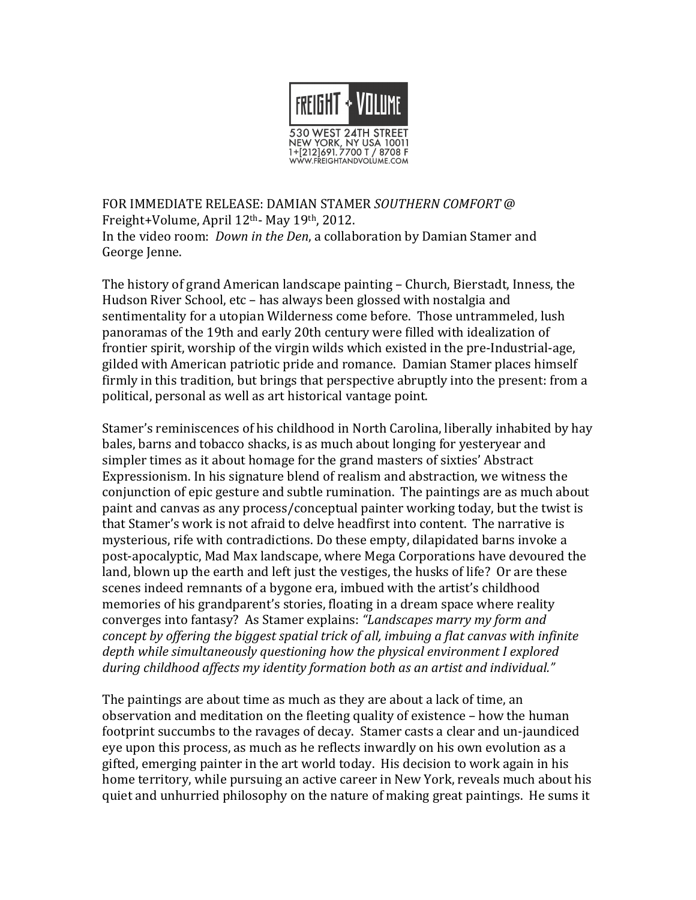FREIGHT + VOLUME

530 WEST 24TH STREET
NEW YORK, NY USA 10011
1+[212]691.7700 T / 8708 F
WWW.FREIGHTANDVOLUME.COM

FOR IMMEDIATE RELEASE: DAMIAN STAMER *SOUTHERN COMFORT* @ Freight+Volume, April 12th- May 19th, 2012.
In the video room: *Down in the Den*, a collaboration by Damian Stamer and George Jenne.

The history of grand American landscape painting – Church, Bierstadt, Inness, the Hudson River School, etc – has always been glossed with nostalgia and sentimentality for a utopian Wilderness come before. Those untrammeled, lush panoramas of the 19th and early 20th century were filled with idealization of frontier spirit, worship of the virgin wilds which existed in the pre-Industrial-age, gilded with American patriotic pride and romance. Damian Stamer places himself firmly in this tradition, but brings that perspective abruptly into the present: from a political, personal as well as art historical vantage point.

Stamer's reminiscences of his childhood in North Carolina, liberally inhabited by hay bales, barns and tobacco shacks, is as much about longing for yesteryear and simpler times as it about homage for the grand masters of sixties' Abstract Expressionism. In his signature blend of realism and abstraction, we witness the conjunction of epic gesture and subtle rumination. The paintings are as much about paint and canvas as any process/conceptual painter working today, but the twist is that Stamer's work is not afraid to delve headfirst into content. The narrative is mysterious, rife with contradictions. Do these empty, dilapidated barns invoke a post-apocalyptic, Mad Max landscape, where Mega Corporations have devoured the land, blown up the earth and left just the vestiges, the husks of life? Or are these scenes indeed remnants of a bygone era, imbued with the artist's childhood memories of his grandparent's stories, floating in a dream space where reality converges into fantasy? As Stamer explains: *"Landscapes marry my form and concept by offering the biggest spatial trick of all, imbuing a flat canvas with infinite depth while simultaneously questioning how the physical environment I explored during childhood affects my identity formation both as an artist and individual."*

The paintings are about time as much as they are about a lack of time, an observation and meditation on the fleeting quality of existence – how the human footprint succumbs to the ravages of decay. Stamer casts a clear and un-jaundiced eye upon this process, as much as he reflects inwardly on his own evolution as a gifted, emerging painter in the art world today. His decision to work again in his home territory, while pursuing an active career in New York, reveals much about his quiet and unhurried philosophy on the nature of making great paintings. He sums it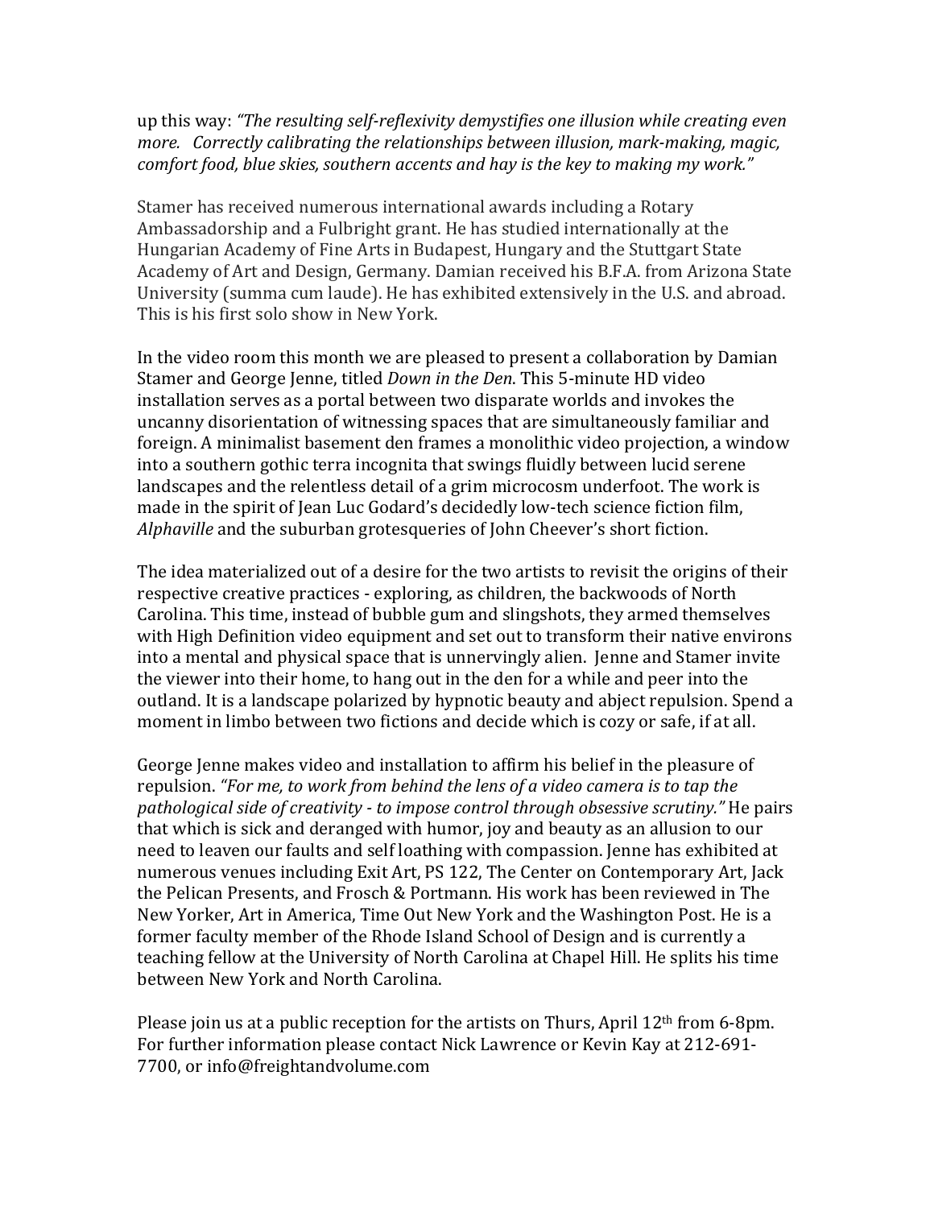up this way: *"The resulting self-reflexivity demystifies one illusion while creating even more. Correctly calibrating the relationships between illusion, mark-making, magic, comfort food, blue skies, southern accents and hay is the key to making my work."*

Stamer has received numerous international awards including a Rotary Ambassadorship and a Fulbright grant. He has studied internationally at the Hungarian Academy of Fine Arts in Budapest, Hungary and the Stuttgart State Academy of Art and Design, Germany. Damian received his B.F.A. from Arizona State University (summa cum laude). He has exhibited extensively in the U.S. and abroad. This is his first solo show in New York.

In the video room this month we are pleased to present a collaboration by Damian Stamer and George Jenne, titled *Down in the Den*. This 5-minute HD video installation serves as a portal between two disparate worlds and invokes the uncanny disorientation of witnessing spaces that are simultaneously familiar and foreign. A minimalist basement den frames a monolithic video projection, a window into a southern gothic terra incognita that swings fluidly between lucid serene landscapes and the relentless detail of a grim microcosm underfoot. The work is made in the spirit of Jean Luc Godard's decidedly low-tech science fiction film, *Alphaville* and the suburban grotesqueries of John Cheever's short fiction.

The idea materialized out of a desire for the two artists to revisit the origins of their respective creative practices - exploring, as children, the backwoods of North Carolina. This time, instead of bubble gum and slingshots, they armed themselves with High Definition video equipment and set out to transform their native environs into a mental and physical space that is unnervingly alien. Jenne and Stamer invite the viewer into their home, to hang out in the den for a while and peer into the outland. It is a landscape polarized by hypnotic beauty and abject repulsion. Spend a moment in limbo between two fictions and decide which is cozy or safe, if at all.

George Jenne makes video and installation to affirm his belief in the pleasure of repulsion. *"For me, to work from behind the lens of a video camera is to tap the pathological side of creativity - to impose control through obsessive scrutiny."* He pairs that which is sick and deranged with humor, joy and beauty as an allusion to our need to leaven our faults and self loathing with compassion. Jenne has exhibited at numerous venues including Exit Art, PS 122, The Center on Contemporary Art, Jack the Pelican Presents, and Frosch & Portmann. His work has been reviewed in The New Yorker, Art in America, Time Out New York and the Washington Post. He is a former faculty member of the Rhode Island School of Design and is currently a teaching fellow at the University of North Carolina at Chapel Hill. He splits his time between New York and North Carolina.

Please join us at a public reception for the artists on Thurs, April 12th from 6-8pm. For further information please contact Nick Lawrence or Kevin Kay at 212-691-7700, or info@freightandvolume.com